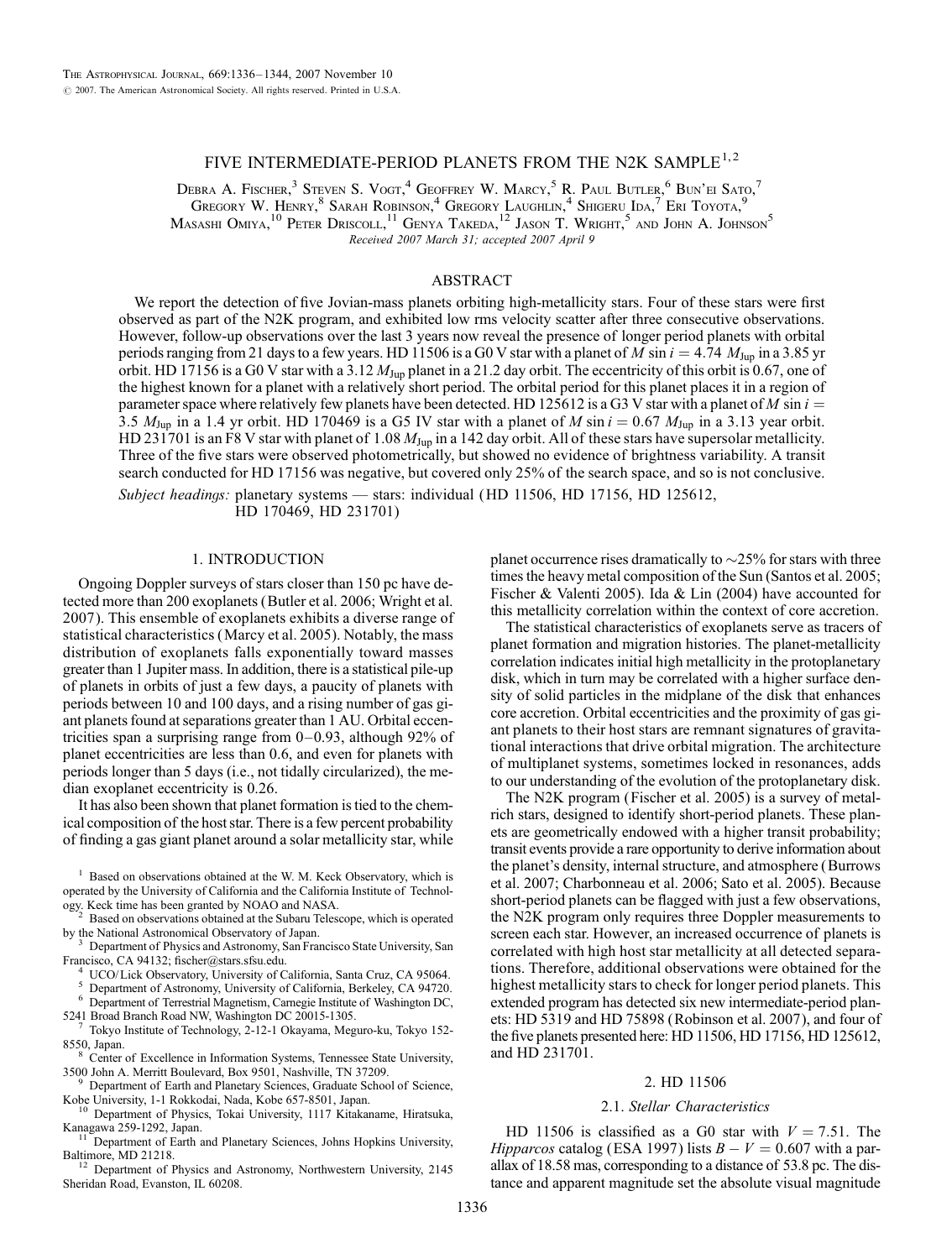# FIVE INTERMEDIATE-PERIOD PLANETS FROM THE N2K SAMPLE[1,2]

Debra A. Fischer,[3] Steven S. Vogt,[4] Geoffrey W. Marcy,[5] R. Paul Butler,[6] Bun'ei Sato,[7] Gregory W. Henry,[8] Sarah Robinson,[4] Gregory Laughlin,[4] Shigeru Ida,[7] Eri Toyota,[9] Masashi Omiya,[10] Peter Driscoll,[11] Genya Takeda,[12] Jason T. Wright,[5] and John A. Johnson[5]

*Received 2007 March 31; accepted 2007 April 9*

## ABSTRACT

We report the detection of five Jovian-mass planets orbiting high-metallicity stars. Four of these stars were first observed as part of the N2K program, and exhibited low rms velocity scatter after three consecutive observations. However, follow-up observations over the last 3 years now reveal the presence of longer period planets with orbital periods ranging from 21 days to a few years. HD 11506 is a G0 V star with a planet of $M \sin i = 4.74\ M_{\rm Jup}$ in a 3.85 yr orbit. HD 17156 is a G0 V star with a 3.12 $M_{\rm Jup}$ planet in a 21.2 day orbit. The eccentricity of this orbit is 0.67, one of the highest known for a planet with a relatively short period. The orbital period for this planet places it in a region of parameter space where relatively few planets have been detected. HD 125612 is a G3 V star with a planet of $M \sin i = 3.5\ M_{\rm Jup}$ in a 1.4 yr orbit. HD 170469 is a G5 IV star with a planet of $M \sin i = 0.67\ M_{\rm Jup}$ in a 3.13 year orbit. HD 231701 is an F8 V star with planet of 1.08 $M_{\rm Jup}$ in a 142 day orbit. All of these stars have supersolar metallicity. Three of the five stars were observed photometrically, but showed no evidence of brightness variability. A transit search conducted for HD 17156 was negative, but covered only 25% of the search space, and so is not conclusive.

*Subject headings:* planetary systems — stars: individual (HD 11506, HD 17156, HD 125612, HD 170469, HD 231701)

## 1. INTRODUCTION

Ongoing Doppler surveys of stars closer than 150 pc have detected more than 200 exoplanets (Butler et al. 2006; Wright et al. 2007). This ensemble of exoplanets exhibits a diverse range of statistical characteristics (Marcy et al. 2005). Notably, the mass distribution of exoplanets falls exponentially toward masses greater than 1 Jupiter mass. In addition, there is a statistical pile-up of planets in orbits of just a few days, a paucity of planets with periods between 10 and 100 days, and a rising number of gas giant planets found at separations greater than 1 AU. Orbital eccentricities span a surprising range from 0–0.93, although 92% of planet eccentricities are less than 0.6, and even for planets with periods longer than 5 days (i.e., not tidally circularized), the median exoplanet eccentricity is 0.26.

It has also been shown that planet formation is tied to the chemical composition of the host star. There is a few percent probability of finding a gas giant planet around a solar metallicity star, while planet occurrence rises dramatically to ~25% for stars with three times the heavy metal composition of the Sun (Santos et al. 2005; Fischer & Valenti 2005). Ida & Lin (2004) have accounted for this metallicity correlation within the context of core accretion.

The statistical characteristics of exoplanets serve as tracers of planet formation and migration histories. The planet-metallicity correlation indicates initial high metallicity in the protoplanetary disk, which in turn may be correlated with a higher surface density of solid particles in the midplane of the disk that enhances core accretion. Orbital eccentricities and the proximity of gas giant planets to their host stars are remnant signatures of gravitational interactions that drive orbital migration. The architecture of multiplanet systems, sometimes locked in resonances, adds to our understanding of the evolution of the protoplanetary disk.

The N2K program (Fischer et al. 2005) is a survey of metal-rich stars, designed to identify short-period planets. These planets are geometrically endowed with a higher transit probability; transit events provide a rare opportunity to derive information about the planet's density, internal structure, and atmosphere (Burrows et al. 2007; Charbonneau et al. 2006; Sato et al. 2005). Because short-period planets can be flagged with just a few observations, the N2K program only requires three Doppler measurements to screen each star. However, an increased occurrence of planets is correlated with high host star metallicity at all detected separations. Therefore, additional observations were obtained for the highest metallicity stars to check for longer period planets. This extended program has detected six new intermediate-period planets: HD 5319 and HD 75898 (Robinson et al. 2007), and four of the five planets presented here: HD 11506, HD 17156, HD 125612, and HD 231701.

## 2. HD 11506

### 2.1. *Stellar Characteristics*

HD 11506 is classified as a G0 star with $V = 7.51$. The *Hipparcos* catalog (ESA 1997) lists $B - V = 0.607$ with a parallax of 18.58 mas, corresponding to a distance of 53.8 pc. The distance and apparent magnitude set the absolute visual magnitude

---

[1] Based on observations obtained at the W. M. Keck Observatory, which is operated by the University of California and the California Institute of Technology. Keck time has been granted by NOAO and NASA.

[2] Based on observations obtained at the Subaru Telescope, which is operated by the National Astronomical Observatory of Japan.

[3] Department of Physics and Astronomy, San Francisco State University, San Francisco, CA 94132; fischer@stars.sfsu.edu.

[4] UCO/Lick Observatory, University of California, Santa Cruz, CA 95064.

[5] Department of Astronomy, University of California, Berkeley, CA 94720.

[6] Department of Terrestrial Magnetism, Carnegie Institute of Washington DC, 5241 Broad Branch Road NW, Washington DC 20015-1305.

[7] Tokyo Institute of Technology, 2-12-1 Okayama, Meguro-ku, Tokyo 152-8550, Japan.

[8] Center of Excellence in Information Systems, Tennessee State University, 3500 John A. Merritt Boulevard, Box 9501, Nashville, TN 37209.

[9] Department of Earth and Planetary Sciences, Graduate School of Science, Kobe University, 1-1 Rokkodai, Nada, Kobe 657-8501, Japan.

[10] Department of Physics, Tokai University, 1117 Kitakaname, Hiratsuka, Kanagawa 259-1292, Japan.

[11] Department of Earth and Planetary Sciences, Johns Hopkins University, Baltimore, MD 21218.

[12] Department of Physics and Astronomy, Northwestern University, 2145 Sheridan Road, Evanston, IL 60208.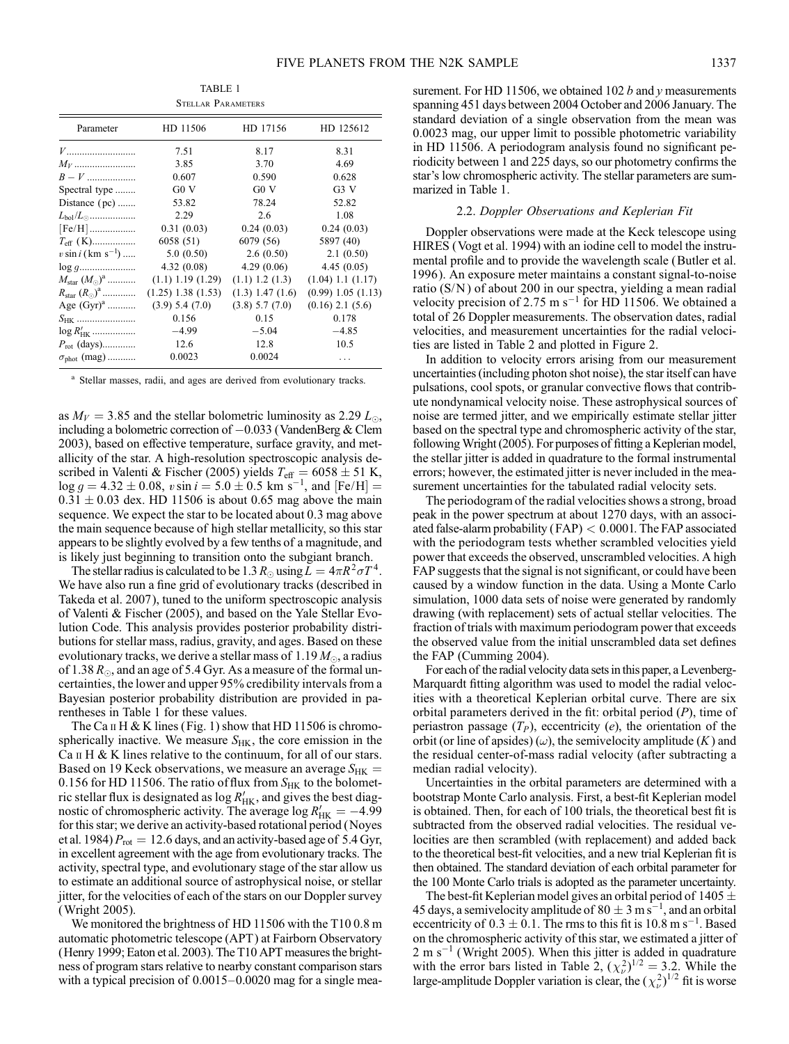TABLE 1

Stellar Parameters

| Parameter | HD 11506 | HD 17156 | HD 125612 |
| --- | --- | --- | --- |
| $V$ | 7.51 | 8.17 | 8.31 |
| $M_V$ | 3.85 | 3.70 | 4.69 |
| $B-V$ | 0.607 | 0.590 | 0.628 |
| Spectral type | G0 V | G0 V | G3 V |
| Distance (pc) | 53.82 | 78.24 | 52.82 |
| $L_{\rm bol}/L_{\odot}$ | 2.29 | 2.6 | 1.08 |
| [Fe/H] | 0.31 (0.03) | 0.24 (0.03) | 0.24 (0.03) |
| $T_{\rm eff}$ (K) | 6058 (51) | 6079 (56) | 5897 (40) |
| $v \sin i$ (km s$^{-1}$) | 5.0 (0.50) | 2.6 (0.50) | 2.1 (0.50) |
| $\log g$ | 4.32 (0.08) | 4.29 (0.06) | 4.45 (0.05) |
| $M_{\rm star}$ ($M_{\odot}$)[a] | (1.1) 1.19 (1.29) | (1.1) 1.2 (1.3) | (1.04) 1.1 (1.17) |
| $R_{\rm star}$ ($R_{\odot}$)[a] | (1.25) 1.38 (1.53) | (1.3) 1.47 (1.6) | (0.99) 1.05 (1.13) |
| Age (Gyr)[a] | (3.9) 5.4 (7.0) | (3.8) 5.7 (7.0) | (0.16) 2.1 (5.6) |
| $S_{\rm HK}$ | 0.156 | 0.15 | 0.178 |
| $\log R'_{\rm HK}$ | −4.99 | −5.04 | −4.85 |
| $P_{\rm rot}$ (days) | 12.6 | 12.8 | 10.5 |
| $\sigma_{\rm phot}$ (mag) | 0.0023 | 0.0024 | ... |

[a] Stellar masses, radii, and ages are derived from evolutionary tracks.

as $M_V = 3.85$ and the stellar bolometric luminosity as 2.29 $L_{\odot}$, including a bolometric correction of −0.033 (VandenBerg & Clem 2003), based on effective temperature, surface gravity, and metallicity of the star. A high-resolution spectroscopic analysis described in Valenti & Fischer (2005) yields $T_{\rm eff} = 6058 \pm 51$ K, $\log g = 4.32 \pm 0.08$, $v \sin i = 5.0 \pm 0.5$ km s$^{-1}$, and $[{\rm Fe/H}] = 0.31 \pm 0.03$ dex. HD 11506 is about 0.65 mag above the main sequence. We expect the star to be located about 0.3 mag above the main sequence because of high stellar metallicity, so this star appears to be slightly evolved by a few tenths of a magnitude, and is likely just beginning to transition onto the subgiant branch.

The stellar radius is calculated to be 1.3 $R_{\odot}$ using $L = 4\pi R^2 \sigma T^4$. We have also run a fine grid of evolutionary tracks (described in Takeda et al. 2007), tuned to the uniform spectroscopic analysis of Valenti & Fischer (2005), and based on the Yale Stellar Evolution Code. This analysis provides posterior probability distributions for stellar mass, radius, gravity, and ages. Based on these evolutionary tracks, we derive a stellar mass of 1.19 $M_{\odot}$, a radius of 1.38 $R_{\odot}$, and an age of 5.4 Gyr. As a measure of the formal uncertainties, the lower and upper 95% credibility intervals from a Bayesian posterior probability distribution are provided in parentheses in Table 1 for these values.

The Ca II H & K lines (Fig. 1) show that HD 11506 is chromospherically inactive. We measure $S_{\rm HK}$, the core emission in the Ca II H & K lines relative to the continuum, for all of our stars. Based on 19 Keck observations, we measure an average $S_{\rm HK} = 0.156$ for HD 11506. The ratio of flux from $S_{\rm HK}$ to the bolometric stellar flux is designated as $\log R'_{\rm HK}$, and gives the best diagnostic of chromospheric activity. The average $\log R'_{\rm HK} = -4.99$ for this star; we derive an activity-based rotational period (Noyes et al. 1984) $P_{\rm rot} = 12.6$ days, and an activity-based age of 5.4 Gyr, in excellent agreement with the age from evolutionary tracks. The activity, spectral type, and evolutionary stage of the star allow us to estimate an additional source of astrophysical noise, or stellar jitter, for the velocities of each of the stars on our Doppler survey (Wright 2005).

We monitored the brightness of HD 11506 with the T10 0.8 m automatic photometric telescope (APT) at Fairborn Observatory (Henry 1999; Eaton et al. 2003). The T10 APT measures the brightness of program stars relative to nearby constant comparison stars with a typical precision of 0.0015–0.0020 mag for a single measurement. For HD 11506, we obtained 102 $b$ and $y$ measurements spanning 451 days between 2004 October and 2006 January. The standard deviation of a single observation from the mean was 0.0023 mag, our upper limit to possible photometric variability in HD 11506. A periodogram analysis found no significant periodicity between 1 and 225 days, so our photometry confirms the star's low chromospheric activity. The stellar parameters are summarized in Table 1.

### 2.2. *Doppler Observations and Keplerian Fit*

Doppler observations were made at the Keck telescope using HIRES (Vogt et al. 1994) with an iodine cell to model the instrumental profile and to provide the wavelength scale (Butler et al. 1996). An exposure meter maintains a constant signal-to-noise ratio (S/N) of about 200 in our spectra, yielding a mean radial velocity precision of 2.75 m s$^{-1}$ for HD 11506. We obtained a total of 26 Doppler measurements. The observation dates, radial velocities, and measurement uncertainties for the radial velocities are listed in Table 2 and plotted in Figure 2.

In addition to velocity errors arising from our measurement uncertainties (including photon shot noise), the star itself can have pulsations, cool spots, or granular convective flows that contribute nondynamical velocity noise. These astrophysical sources of noise are termed jitter, and we empirically estimate stellar jitter based on the spectral type and chromospheric activity of the star, following Wright (2005). For purposes of fitting a Keplerian model, the stellar jitter is added in quadrature to the formal instrumental errors; however, the estimated jitter is never included in the measurement uncertainties for the tabulated radial velocity sets.

The periodogram of the radial velocities shows a strong, broad peak in the power spectrum at about 1270 days, with an associated false-alarm probability (FAP) < 0.0001. The FAP associated with the periodogram tests whether scrambled velocities yield power that exceeds the observed, unscrambled velocities. A high FAP suggests that the signal is not significant, or could have been caused by a window function in the data. Using a Monte Carlo simulation, 1000 data sets of noise were generated by randomly drawing (with replacement) sets of actual stellar velocities. The fraction of trials with maximum periodogram power that exceeds the observed value from the initial unscrambled data set defines the FAP (Cumming 2004).

For each of the radial velocity data sets in this paper, a Levenberg-Marquardt fitting algorithm was used to model the radial velocities with a theoretical Keplerian orbital curve. There are six orbital parameters derived in the fit: orbital period ($P$), time of periastron passage ($T_P$), eccentricity ($e$), the orientation of the orbit (or line of apsides) ($\omega$), the semivelocity amplitude ($K$) and the residual center-of-mass radial velocity (after subtracting a median radial velocity).

Uncertainties in the orbital parameters are determined with a bootstrap Monte Carlo analysis. First, a best-fit Keplerian model is obtained. Then, for each of 100 trials, the theoretical best fit is subtracted from the observed radial velocities. The residual velocities are then scrambled (with replacement) and added back to the theoretical best-fit velocities, and a new trial Keplerian fit is then obtained. The standard deviation of each orbital parameter for the 100 Monte Carlo trials is adopted as the parameter uncertainty.

The best-fit Keplerian model gives an orbital period of 1405 ± 45 days, a semivelocity amplitude of 80 ± 3 m s$^{-1}$, and an orbital eccentricity of 0.3 ± 0.1. The rms to this fit is 10.8 m s$^{-1}$. Based on the chromospheric activity of this star, we estimated a jitter of 2 m s$^{-1}$ (Wright 2005). When this jitter is added in quadrature with the error bars listed in Table 2, $(\chi^2_{\nu})^{1/2} = 3.2$. While the large-amplitude Doppler variation is clear, the $(\chi^2_{\nu})^{1/2}$ fit is worse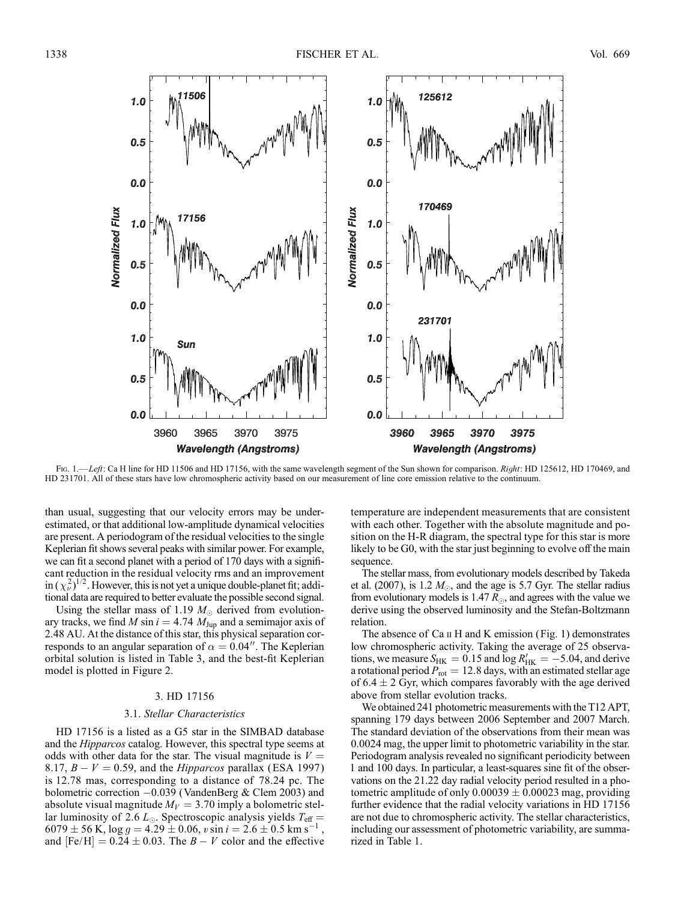Fig. 1.—*Left*: Ca H line for HD 11506 and HD 17156, with the same wavelength segment of the Sun shown for comparison. *Right*: HD 125612, HD 170469, and HD 231701. All of these stars have low chromospheric activity based on our measurement of line core emission relative to the continuum.

than usual, suggesting that our velocity errors may be underestimated, or that additional low-amplitude dynamical velocities are present. A periodogram of the residual velocities to the single Keplerian fit shows several peaks with similar power. For example, we can fit a second planet with a period of 170 days with a significant reduction in the residual velocity rms and an improvement in $(\chi_\nu^2)^{1/2}$. However, this is not yet a unique double-planet fit; additional data are required to better evaluate the possible second signal.

Using the stellar mass of 1.19 $M_\odot$ derived from evolutionary tracks, we find $M \sin i = 4.74$ $M_{\rm Jup}$ and a semimajor axis of 2.48 AU. At the distance of this star, this physical separation corresponds to an angular separation of $\alpha = 0.04''$. The Keplerian orbital solution is listed in Table 3, and the best-fit Keplerian model is plotted in Figure 2.

## 3. HD 17156

### 3.1. *Stellar Characteristics*

HD 17156 is a listed as a G5 star in the SIMBAD database and the *Hipparcos* catalog. However, this spectral type seems at odds with other data for the star. The visual magnitude is $V = 8.17$, $B - V = 0.59$, and the *Hipparcos* parallax (ESA 1997) is 12.78 mas, corresponding to a distance of 78.24 pc. The bolometric correction $-0.039$ (VandenBerg & Clem 2003) and absolute visual magnitude $M_V = 3.70$ imply a bolometric stellar luminosity of 2.6 $L_\odot$. Spectroscopic analysis yields $T_{\rm eff} = 6079 \pm 56$ K, $\log g = 4.29 \pm 0.06$, $v \sin i = 2.6 \pm 0.5$ km s$^{-1}$, and [Fe/H] $= 0.24 \pm 0.03$. The $B - V$ color and the effective temperature are independent measurements that are consistent with each other. Together with the absolute magnitude and position on the H-R diagram, the spectral type for this star is more likely to be G0, with the star just beginning to evolve off the main sequence.

The stellar mass, from evolutionary models described by Takeda et al. (2007), is 1.2 $M_\odot$, and the age is 5.7 Gyr. The stellar radius from evolutionary models is 1.47 $R_\odot$, and agrees with the value we derive using the observed luminosity and the Stefan-Boltzmann relation.

The absence of Ca II H and K emission (Fig. 1) demonstrates low chromospheric activity. Taking the average of 25 observations, we measure $S_{\rm HK} = 0.15$ and $\log R'_{\rm HK} = -5.04$, and derive a rotational period $P_{\rm rot} = 12.8$ days, with an estimated stellar age of $6.4 \pm 2$ Gyr, which compares favorably with the age derived above from stellar evolution tracks.

We obtained 241 photometric measurements with the T12 APT, spanning 179 days between 2006 September and 2007 March. The standard deviation of the observations from their mean was 0.0024 mag, the upper limit to photometric variability in the star. Periodogram analysis revealed no significant periodicity between 1 and 100 days. In particular, a least-squares sine fit of the observations on the 21.22 day radial velocity period resulted in a photometric amplitude of only $0.00039 \pm 0.00023$ mag, providing further evidence that the radial velocity variations in HD 17156 are not due to chromospheric activity. The stellar characteristics, including our assessment of photometric variability, are summarized in Table 1.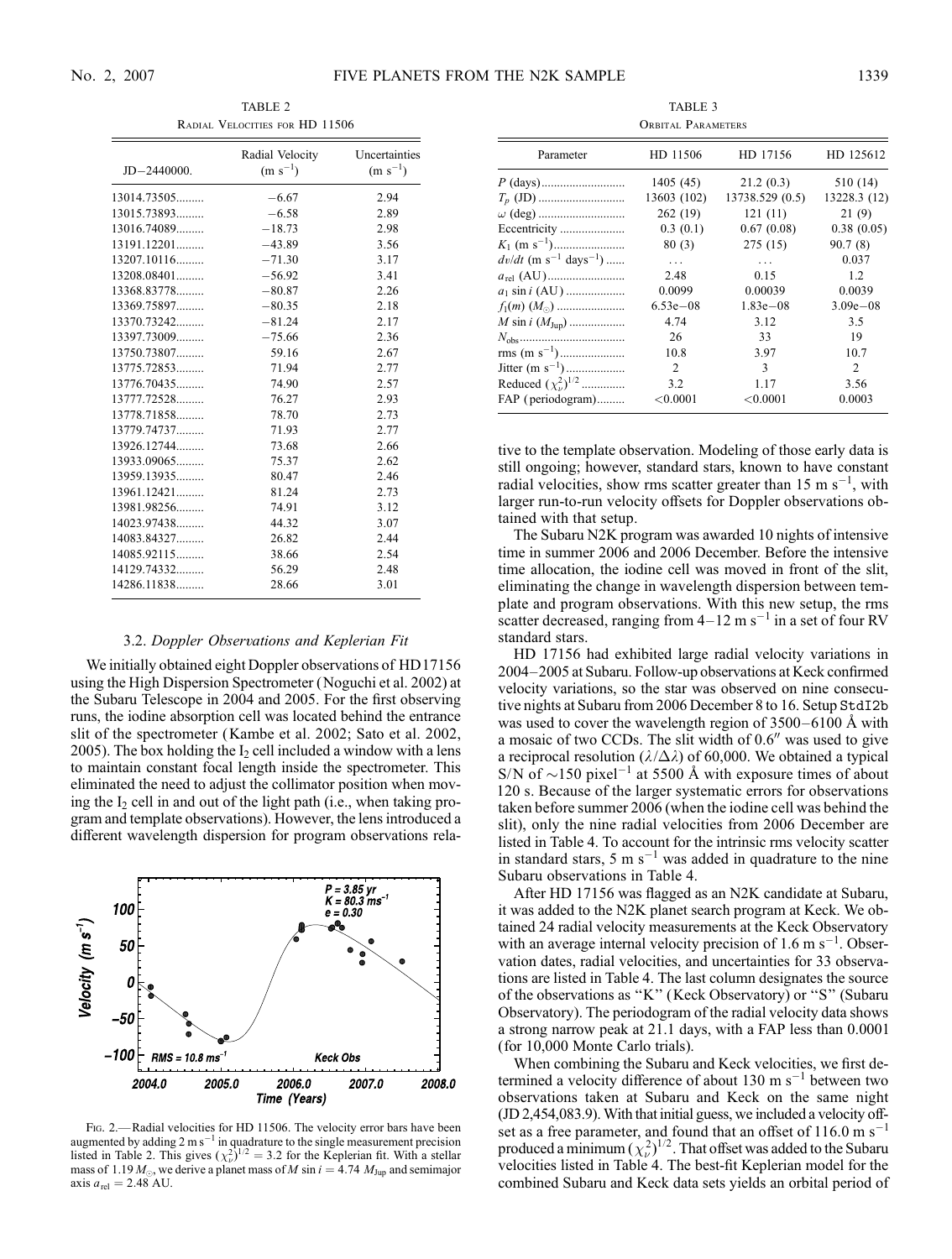TABLE 2

Radial Velocities for HD 11506

| JD−2440000. | Radial Velocity (m s$^{-1}$) | Uncertainties (m s$^{-1}$) |
|---|---|---|
| 13014.73505......... | −6.67 | 2.94 |
| 13015.73893......... | −6.58 | 2.89 |
| 13016.74089......... | −18.73 | 2.98 |
| 13191.12201......... | −43.89 | 3.56 |
| 13207.10116......... | −71.30 | 3.17 |
| 13208.08401......... | −56.92 | 3.41 |
| 13368.83778......... | −80.87 | 2.26 |
| 13369.75897......... | −80.35 | 2.18 |
| 13370.73242......... | −81.24 | 2.17 |
| 13397.73009......... | −75.66 | 2.36 |
| 13750.73807......... | 59.16 | 2.67 |
| 13775.72853......... | 71.94 | 2.77 |
| 13776.70435......... | 74.90 | 2.57 |
| 13777.72528......... | 76.27 | 2.93 |
| 13778.71858......... | 78.70 | 2.73 |
| 13779.74737......... | 71.93 | 2.77 |
| 13926.12744......... | 73.68 | 2.66 |
| 13933.09065......... | 75.37 | 2.62 |
| 13959.13935......... | 80.47 | 2.46 |
| 13961.12421......... | 81.24 | 2.73 |
| 13981.98256......... | 74.91 | 3.12 |
| 14023.97438......... | 44.32 | 3.07 |
| 14083.84327......... | 26.82 | 2.44 |
| 14085.92115......... | 38.66 | 2.54 |
| 14129.74332......... | 56.29 | 2.48 |
| 14286.11838......... | 28.66 | 3.01 |

### 3.2. *Doppler Observations and Keplerian Fit*

We initially obtained eight Doppler observations of HD 17156 using the High Dispersion Spectrometer (Noguchi et al. 2002) at the Subaru Telescope in 2004 and 2005. For the first observing runs, the iodine absorption cell was located behind the entrance slit of the spectrometer (Kambe et al. 2002; Sato et al. 2002, 2005). The box holding the $I_2$ cell included a window with a lens to maintain constant focal length inside the spectrometer. This eliminated the need to adjust the collimator position when moving the $I_2$ cell in and out of the light path (i.e., when taking program and template observations). However, the lens introduced a different wavelength dispersion for program observations relative to the template observation. Modeling of those early data is still ongoing; however, standard stars, known to have constant radial velocities, show rms scatter greater than 15 m s$^{-1}$, with larger run-to-run velocity offsets for Doppler observations obtained with that setup.

Fig. 2.—Radial velocities for HD 11506. The velocity error bars have been augmented by adding 2 m s$^{-1}$ in quadrature to the single measurement precision listed in Table 2. This gives $(\chi_\nu^2)^{1/2} = 3.2$ for the Keplerian fit. With a stellar mass of 1.19 $M_\odot$, we derive a planet mass of $M \sin i = 4.74$ $M_{\rm Jup}$ and semimajor axis $a_{\rm rel} = 2.48$ AU.

TABLE 3

Orbital Parameters

| Parameter | HD 11506 | HD 17156 | HD 125612 |
|---|---|---|---|
| $P$ (days)........................... | 1405 (45) | 21.2 (0.3) | 510 (14) |
| $T_p$ (JD) ........................... | 13603 (102) | 13738.529 (0.5) | 13228.3 (12) |
| $\omega$ (deg) ........................... | 262 (19) | 121 (11) | 21 (9) |
| Eccentricity ..................... | 0.3 (0.1) | 0.67 (0.08) | 0.38 (0.05) |
| $K_1$ (m s$^{-1}$)....................... | 80 (3) | 275 (15) | 90.7 (8) |
| $dv/dt$ (m s$^{-1}$ days$^{-1}$) ...... | ... | ... | 0.037 |
| $a_{\rm rel}$ (AU)......................... | 2.48 | 0.15 | 1.2 |
| $a_1 \sin i$ (AU) ................... | 0.0099 | 0.00039 | 0.0039 |
| $f_1(m)$ ($M_\odot$) ...................... | 6.53e−08 | 1.83e−08 | 3.09e−08 |
| $M \sin i$ ($M_{\rm Jup}$) .................. | 4.74 | 3.12 | 3.5 |
| $N_{\rm obs}$.................................. | 26 | 33 | 19 |
| rms (m s$^{-1}$)..................... | 10.8 | 3.97 | 10.7 |
| Jitter (m s$^{-1}$)................... | 2 | 3 | 2 |
| Reduced $(\chi_\nu^2)^{1/2}$ ............. | 3.2 | 1.17 | 3.56 |
| FAP (periodogram)......... | <0.0001 | <0.0001 | 0.0003 |

The Subaru N2K program was awarded 10 nights of intensive time in summer 2006 and 2006 December. Before the intensive time allocation, the iodine cell was moved in front of the slit, eliminating the change in wavelength dispersion between template and program observations. With this new setup, the rms scatter decreased, ranging from 4–12 m s$^{-1}$ in a set of four RV standard stars.

HD 17156 had exhibited large radial velocity variations in 2004–2005 at Subaru. Follow-up observations at Keck confirmed velocity variations, so the star was observed on nine consecutive nights at Subaru from 2006 December 8 to 16. Setup StdI2b was used to cover the wavelength region of 3500–6100 Å with a mosaic of two CCDs. The slit width of 0.6″ was used to give a reciprocal resolution ($\lambda/\Delta\lambda$) of 60,000. We obtained a typical S/N of ~150 pixel$^{-1}$ at 5500 Å with exposure times of about 120 s. Because of the larger systematic errors for observations taken before summer 2006 (when the iodine cell was behind the slit), only the nine radial velocities from 2006 December are listed in Table 4. To account for the intrinsic rms velocity scatter in standard stars, 5 m s$^{-1}$ was added in quadrature to the nine Subaru observations in Table 4.

After HD 17156 was flagged as an N2K candidate at Subaru, it was added to the N2K planet search program at Keck. We obtained 24 radial velocity measurements at the Keck Observatory with an average internal velocity precision of 1.6 m s$^{-1}$. Observation dates, radial velocities, and uncertainties for 33 observations are listed in Table 4. The last column designates the source of the observations as "K" (Keck Observatory) or "S" (Subaru Observatory). The periodogram of the radial velocity data shows a strong narrow peak at 21.1 days, with a FAP less than 0.0001 (for 10,000 Monte Carlo trials).

When combining the Subaru and Keck velocities, we first determined a velocity difference of about 130 m s$^{-1}$ between two observations taken at Subaru and Keck on the same night (JD 2,454,083.9). With that initial guess, we included a velocity offset as a free parameter, and found that an offset of 116.0 m s$^{-1}$ produced a minimum $(\chi_\nu^2)^{1/2}$. That offset was added to the Subaru velocities listed in Table 4. The best-fit Keplerian model for the combined Subaru and Keck data sets yields an orbital period of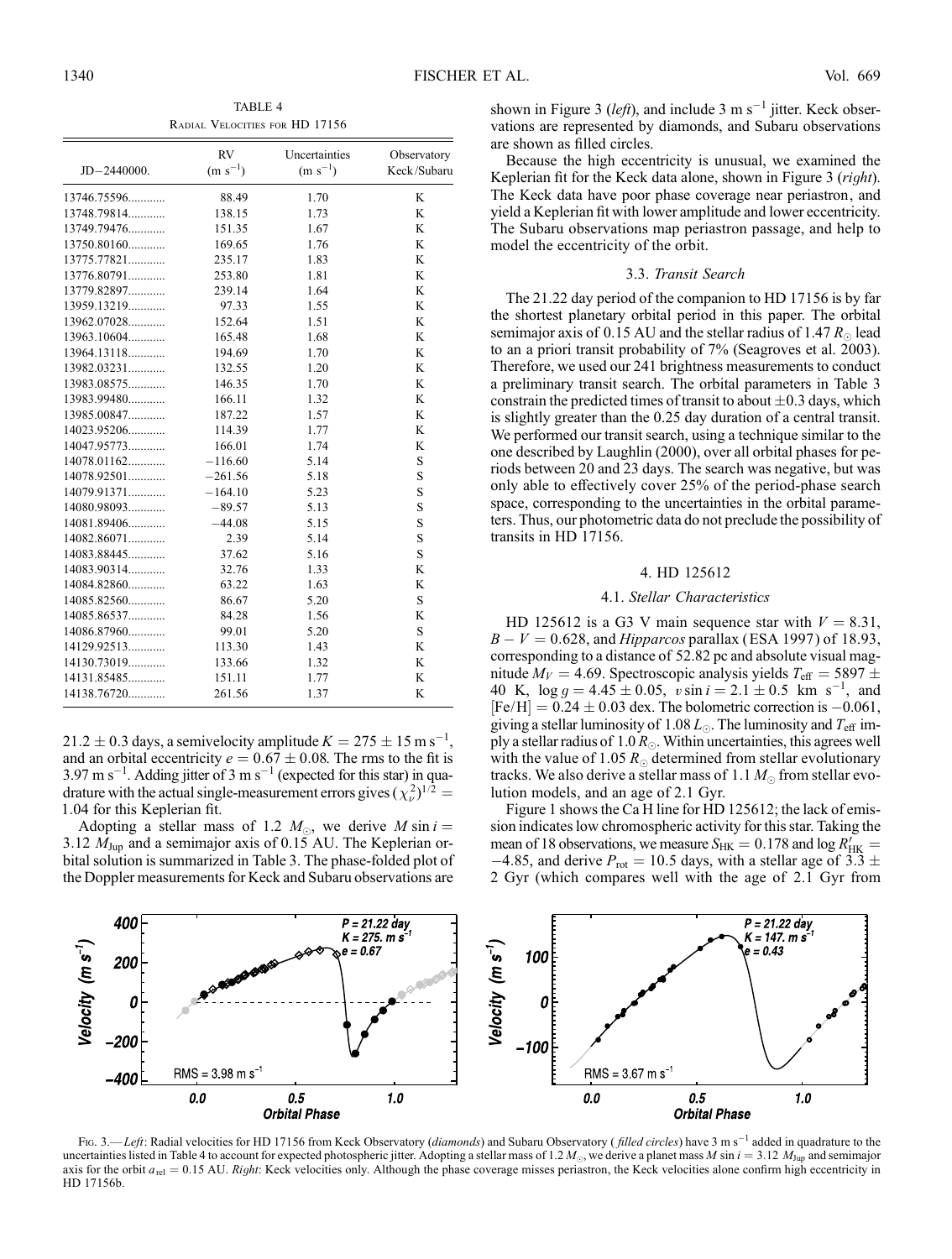TABLE 4

Radial Velocities for HD 17156

| JD−2440000. | RV (m s$^{-1}$) | Uncertainties (m s$^{-1}$) | Observatory Keck/Subaru |
|---|---|---|---|
| 13746.75596............ | 88.49 | 1.70 | K |
| 13748.79814............ | 138.15 | 1.73 | K |
| 13749.79476............ | 151.35 | 1.67 | K |
| 13750.80160............ | 169.65 | 1.76 | K |
| 13775.77821............ | 235.17 | 1.83 | K |
| 13776.80791............ | 253.80 | 1.81 | K |
| 13779.82897............ | 239.14 | 1.64 | K |
| 13959.13219............ | 97.33 | 1.55 | K |
| 13962.07028............ | 152.64 | 1.51 | K |
| 13963.10604............ | 165.48 | 1.68 | K |
| 13964.13118............ | 194.69 | 1.70 | K |
| 13982.03231............ | 132.55 | 1.20 | K |
| 13983.08575............ | 146.35 | 1.70 | K |
| 13983.99480............ | 166.11 | 1.32 | K |
| 13985.00847............ | 187.22 | 1.57 | K |
| 14023.95206............ | 114.39 | 1.77 | K |
| 14047.95773............ | 166.01 | 1.74 | K |
| 14078.01162............ | −116.60 | 5.14 | S |
| 14078.92501............ | −261.56 | 5.18 | S |
| 14079.91371............ | −164.10 | 5.23 | S |
| 14080.98093............ | −89.57 | 5.13 | S |
| 14081.89406............ | −44.08 | 5.15 | S |
| 14082.86071............ | 2.39 | 5.14 | S |
| 14083.88445............ | 37.62 | 5.16 | S |
| 14083.90314............ | 32.76 | 1.33 | K |
| 14084.82860............ | 63.22 | 1.63 | K |
| 14085.82560............ | 86.67 | 5.20 | S |
| 14085.86537............ | 84.28 | 1.56 | K |
| 14086.87960............ | 99.01 | 5.20 | S |
| 14129.92513............ | 113.30 | 1.43 | K |
| 14130.73019............ | 133.66 | 1.32 | K |
| 14131.85485............ | 151.11 | 1.77 | K |
| 14138.76720............ | 261.56 | 1.37 | K |

$21.2 \pm 0.3$ days, a semivelocity amplitude $K = 275 \pm 15$ m s$^{-1}$, and an orbital eccentricity $e = 0.67 \pm 0.08$. The rms to the fit is 3.97 m s$^{-1}$. Adding jitter of 3 m s$^{-1}$ (expected for this star) in quadrature with the actual single-measurement errors gives $(\chi_\nu^2)^{1/2} = 1.04$ for this Keplerian fit.

Adopting a stellar mass of 1.2 $M_\odot$, we derive $M \sin i = 3.12$ $M_{\rm Jup}$ and a semimajor axis of 0.15 AU. The Keplerian orbital solution is summarized in Table 3. The phase-folded plot of the Doppler measurements for Keck and Subaru observations are shown in Figure 3 (*left*), and include 3 m s$^{-1}$ jitter. Keck observations are represented by diamonds, and Subaru observations are shown as filled circles.

Because the high eccentricity is unusual, we examined the Keplerian fit for the Keck data alone, shown in Figure 3 (*right*). The Keck data have poor phase coverage near periastron, and yield a Keplerian fit with lower amplitude and lower eccentricity. The Subaru observations map periastron passage, and help to model the eccentricity of the orbit.

### 3.3. *Transit Search*

The 21.22 day period of the companion to HD 17156 is by far the shortest planetary orbital period in this paper. The orbital semimajor axis of 0.15 AU and the stellar radius of 1.47 $R_\odot$ lead to an a priori transit probability of 7% (Seagroves et al. 2003). Therefore, we used our 241 brightness measurements to conduct a preliminary transit search. The orbital parameters in Table 3 constrain the predicted times of transit to about $\pm 0.3$ days, which is slightly greater than the 0.25 day duration of a central transit. We performed our transit search, using a technique similar to the one described by Laughlin (2000), over all orbital phases for periods between 20 and 23 days. The search was negative, but was only able to effectively cover 25% of the period-phase search space, corresponding to the uncertainties in the orbital parameters. Thus, our photometric data do not preclude the possibility of transits in HD 17156.

## 4. HD 125612

### 4.1. *Stellar Characteristics*

HD 125612 is a G3 V main sequence star with $V = 8.31$, $B - V = 0.628$, and *Hipparcos* parallax (ESA 1997) of 18.93, corresponding to a distance of 52.82 pc and absolute visual magnitude $M_V = 4.69$. Spectroscopic analysis yields $T_{\rm eff} = 5897 \pm 40$ K, $\log g = 4.45 \pm 0.05$, $v \sin i = 2.1 \pm 0.5$ km s$^{-1}$, and $[{\rm Fe/H}] = 0.24 \pm 0.03$ dex. The bolometric correction is $-0.061$, giving a stellar luminosity of 1.08 $L_\odot$. The luminosity and $T_{\rm eff}$ imply a stellar radius of 1.0 $R_\odot$. Within uncertainties, this agrees well with the value of 1.05 $R_\odot$ determined from stellar evolutionary tracks. We also derive a stellar mass of 1.1 $M_\odot$ from stellar evolution models, and an age of 2.1 Gyr.

Figure 1 shows the Ca H line for HD 125612; the lack of emission indicates low chromospheric activity for this star. Taking the mean of 18 observations, we measure $S_{\rm HK} = 0.178$ and $\log R'_{\rm HK} = -4.85$, and derive $P_{\rm rot} = 10.5$ days, with a stellar age of $3.3 \pm 2$ Gyr (which compares well with the age of 2.1 Gyr from

Fig. 3.—*Left*: Radial velocities for HD 17156 from Keck Observatory (*diamonds*) and Subaru Observatory (*filled circles*) have 3 m s$^{-1}$ added in quadrature to the uncertainties listed in Table 4 to account for expected photospheric jitter. Adopting a stellar mass of 1.2 $M_\odot$, we derive a planet mass $M \sin i = 3.12$ $M_{\rm Jup}$ and semimajor axis for the orbit $a_{\rm rel} = 0.15$ AU. *Right*: Keck velocities only. Although the phase coverage misses periastron, the Keck velocities alone confirm high eccentricity in HD 17156b.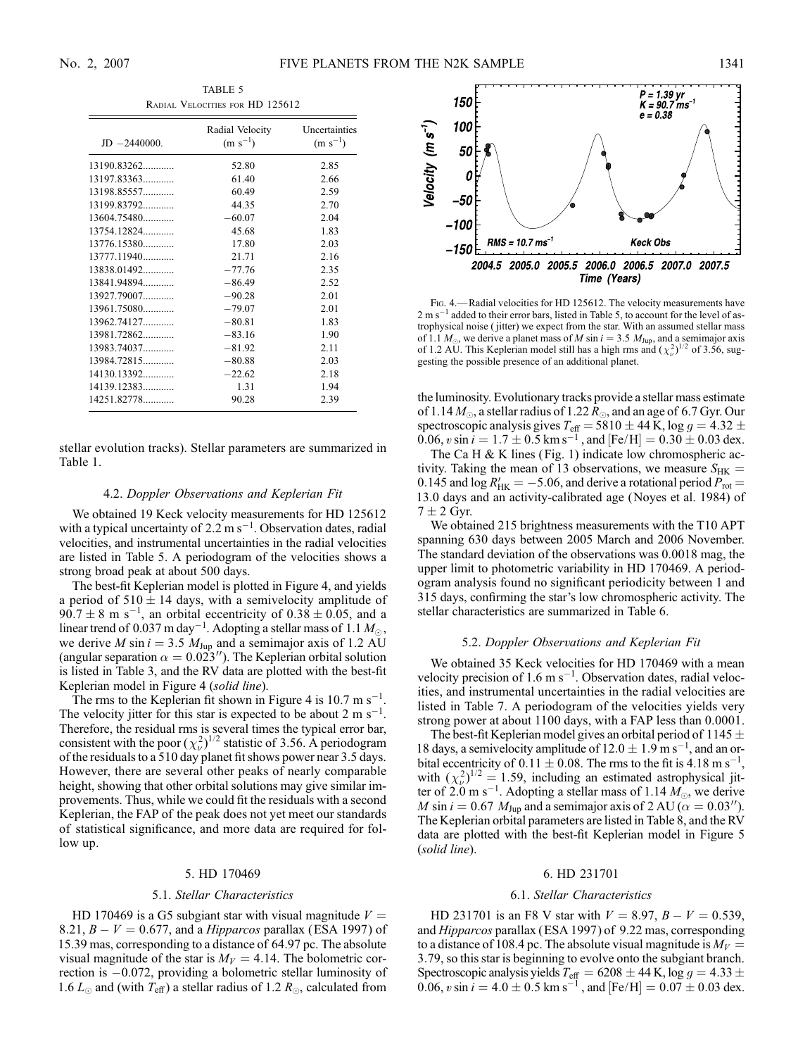TABLE 5

Radial Velocities for HD 125612

| JD −2440000. | Radial Velocity ($m\ s^{-1}$) | Uncertainties ($m\ s^{-1}$) |
|---|---|---|
| 13190.83262............ | 52.80 | 2.85 |
| 13197.83363............ | 61.40 | 2.66 |
| 13198.85557............ | 60.49 | 2.59 |
| 13199.83792............ | 44.35 | 2.70 |
| 13604.75480............ | −60.07 | 2.04 |
| 13754.12824............ | 45.68 | 1.83 |
| 13776.15380............ | 17.80 | 2.03 |
| 13777.11940............ | 21.71 | 2.16 |
| 13838.01492............ | −77.76 | 2.35 |
| 13841.94894............ | −86.49 | 2.52 |
| 13927.79007............ | −90.28 | 2.01 |
| 13961.75080............ | −79.07 | 2.01 |
| 13962.74127............ | −80.81 | 1.83 |
| 13981.72862............ | −83.16 | 1.90 |
| 13983.74037............ | −81.92 | 2.11 |
| 13984.72815............ | −80.88 | 2.03 |
| 14130.13392............ | −22.62 | 2.18 |
| 14139.12383............ | 1.31 | 1.94 |
| 14251.82778............ | 90.28 | 2.39 |

stellar evolution tracks). Stellar parameters are summarized in Table 1.

### 4.2. *Doppler Observations and Keplerian Fit*

We obtained 19 Keck velocity measurements for HD 125612 with a typical uncertainty of 2.2 $m\ s^{-1}$. Observation dates, radial velocities, and instrumental uncertainties in the radial velocities are listed in Table 5. A periodogram of the velocities shows a strong broad peak at about 500 days.

The best-fit Keplerian model is plotted in Figure 4, and yields a period of $510 \pm 14$ days, with a semivelocity amplitude of $90.7 \pm 8\ m\ s^{-1}$, an orbital eccentricity of $0.38 \pm 0.05$, and a linear trend of 0.037 m $day^{-1}$. Adopting a stellar mass of 1.1 $M_{\odot}$, we derive $M \sin i = 3.5\ M_{Jup}$ and a semimajor axis of 1.2 AU (angular separation $\alpha = 0.023''$). The Keplerian orbital solution is listed in Table 3, and the RV data are plotted with the best-fit Keplerian model in Figure 4 (*solid line*).

The rms to the Keplerian fit shown in Figure 4 is 10.7 $m\ s^{-1}$. The velocity jitter for this star is expected to be about 2 $m\ s^{-1}$. Therefore, the residual rms is several times the typical error bar, consistent with the poor $(\chi^2_\nu)^{1/2}$ statistic of 3.56. A periodogram of the residuals to a 510 day planet fit shows power near 3.5 days. However, there are several other peaks of nearly comparable height, showing that other orbital solutions may give similar improvements. Thus, while we could fit the residuals with a second Keplerian, the FAP of the peak does not yet meet our standards of statistical significance, and more data are required for follow up.

Fig. 4.—Radial velocities for HD 125612. The velocity measurements have 2 $m\ s^{-1}$ added to their error bars, listed in Table 5, to account for the level of astrophysical noise (jitter) we expect from the star. With an assumed stellar mass of 1.1 $M_{\odot}$, we derive a planet mass of $M \sin i = 3.5\ M_{Jup}$, and a semimajor axis of 1.2 AU ($\alpha = 0.02''$). This Keplerian model still has a high rms and $(\chi^2_\nu)^{1/2}$ of 3.56, suggesting the possible presence of an additional planet.

## 5. HD 170469

### 5.1. *Stellar Characteristics*

HD 170469 is a G5 subgiant star with visual magnitude $V = 8.21$, $B - V = 0.677$, and a *Hipparcos* parallax (ESA 1997) of 15.39 mas, corresponding to a distance of 64.97 pc. The absolute visual magnitude of the star is $M_V = 4.14$. The bolometric correction is −0.072, providing a bolometric stellar luminosity of 1.6 $L_{\odot}$ and (with $T_{eff}$) a stellar radius of 1.2 $R_{\odot}$, calculated from the luminosity. Evolutionary tracks provide a stellar mass estimate of 1.14 $M_{\odot}$, a stellar radius of 1.22 $R_{\odot}$, and an age of 6.7 Gyr. Our spectroscopic analysis gives $T_{eff} = 5810 \pm 44$ K, $\log g = 4.32 \pm 0.06$, $v \sin i = 1.7 \pm 0.5$ km $s^{-1}$, and $[Fe/H] = 0.30 \pm 0.03$ dex.

The Ca H & K lines (Fig. 1) indicate low chromospheric activity. Taking the mean of 13 observations, we measure $S_{HK} = 0.145$ and $\log R'_{HK} = -5.06$, and derive a rotational period $P_{rot} = 13.0$ days and an activity-calibrated age (Noyes et al. 1984) of $7 \pm 2$ Gyr.

We obtained 215 brightness measurements with the T10 APT spanning 630 days between 2005 March and 2006 November. The standard deviation of the observations was 0.0018 mag, the upper limit to photometric variability in HD 170469. A periodogram analysis found no significant periodicity between 1 and 315 days, confirming the star's low chromospheric activity. The stellar characteristics are summarized in Table 6.

### 5.2. *Doppler Observations and Keplerian Fit*

We obtained 35 Keck velocities for HD 170469 with a mean velocity precision of 1.6 $m\ s^{-1}$. Observation dates, radial velocities, and instrumental uncertainties in the radial velocities are listed in Table 7. A periodogram of the velocities yields very strong power at about 1100 days, with a FAP less than 0.0001.

The best-fit Keplerian model gives an orbital period of $1145 \pm 18$ days, a semivelocity amplitude of $12.0 \pm 1.9\ m\ s^{-1}$, and an orbital eccentricity of $0.11 \pm 0.08$. The rms to the fit is 4.18 $m\ s^{-1}$, with $(\chi^2_\nu)^{1/2} = 1.59$, including an estimated astrophysical jitter of 2.0 $m\ s^{-1}$. Adopting a stellar mass of 1.14 $M_{\odot}$, we derive $M \sin i = 0.67\ M_{Jup}$ and a semimajor axis of 2 AU ($\alpha = 0.03''$). The Keplerian orbital parameters are listed in Table 8, and the RV data are plotted with the best-fit Keplerian model in Figure 5 (*solid line*).

## 6. HD 231701

### 6.1. *Stellar Characteristics*

HD 231701 is an F8 V star with $V = 8.97$, $B - V = 0.539$, and *Hipparcos* parallax (ESA 1997) of 9.22 mas, corresponding to a distance of 108.4 pc. The absolute visual magnitude is $M_V = 3.79$, so this star is beginning to evolve onto the subgiant branch. Spectroscopic analysis yields $T_{eff} = 6208 \pm 44$ K, $\log g = 4.33 \pm 0.06$, $v \sin i = 4.0 \pm 0.5$ km $s^{-1}$, and $[Fe/H] = 0.07 \pm 0.03$ dex.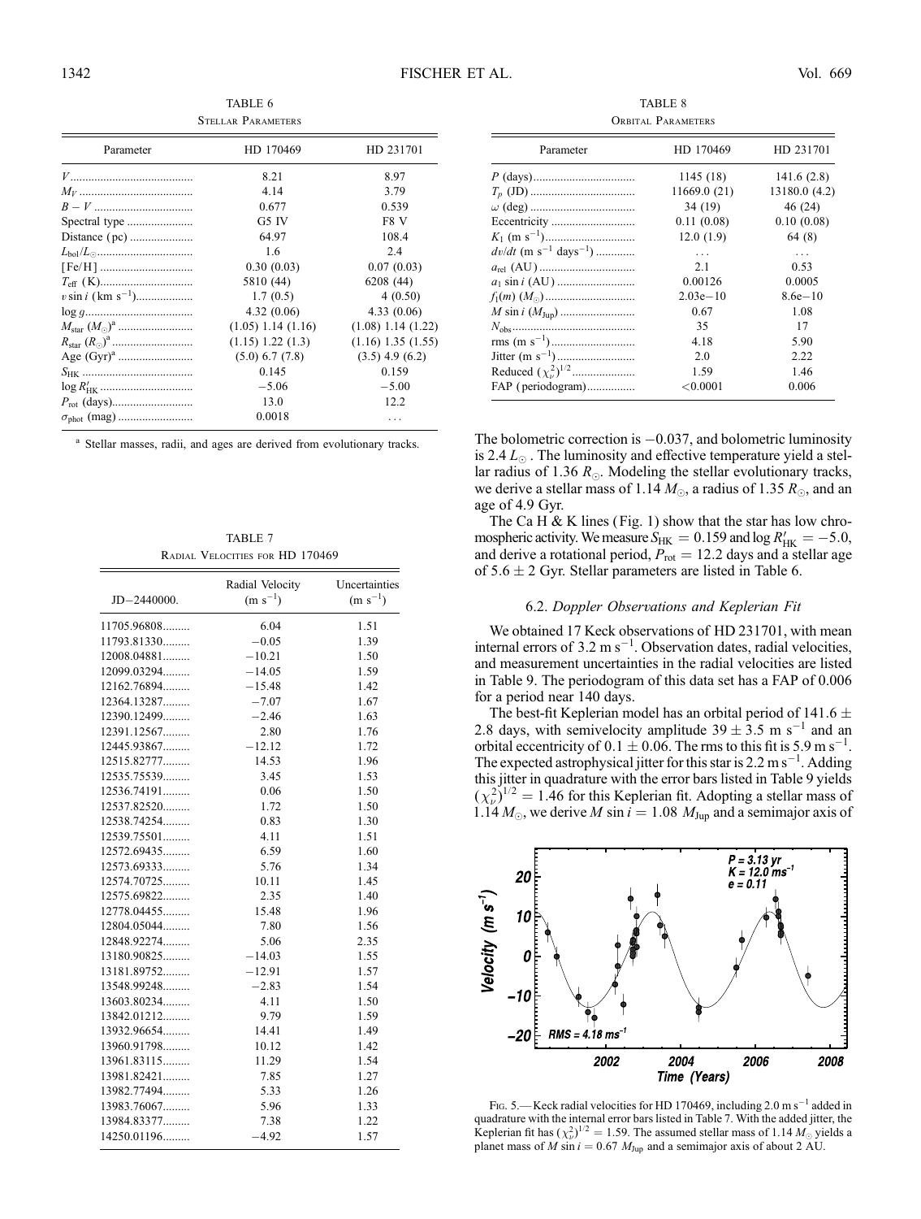TABLE 6
Stellar Parameters

| Parameter | HD 170469 | HD 231701 |
|---|---|---|
| $V$ | 8.21 | 8.97 |
| $M_V$ | 4.14 | 3.79 |
| $B-V$ | 0.677 | 0.539 |
| Spectral type | G5 IV | F8 V |
| Distance (pc) | 64.97 | 108.4 |
| $L_{bol}/L_{\odot}$ | 1.6 | 2.4 |
| [Fe/H] | 0.30 (0.03) | 0.07 (0.03) |
| $T_{eff}$ (K) | 5810 (44) | 6208 (44) |
| $v \sin i$ (km s$^{-1}$) | 1.7 (0.5) | 4 (0.50) |
| $\log g$ | 4.32 (0.06) | 4.33 (0.06) |
| $M_{star}$ ($M_{\odot}$)[a] | (1.05) 1.14 (1.16) | (1.08) 1.14 (1.22) |
| $R_{star}$ ($R_{\odot}$)[a] | (1.15) 1.22 (1.3) | (1.16) 1.35 (1.55) |
| Age (Gyr)[a] | (5.0) 6.7 (7.8) | (3.5) 4.9 (6.2) |
| $S_{HK}$ | 0.145 | 0.159 |
| $\log R'_{HK}$ | −5.06 | −5.00 |
| $P_{rot}$ (days) | 13.0 | 12.2 |
| $\sigma_{phot}$ (mag) | 0.0018 | ... |

[a] Stellar masses, radii, and ages are derived from evolutionary tracks.

TABLE 7
Radial Velocities for HD 170469

| JD−2440000. | Radial Velocity (m s$^{-1}$) | Uncertainties (m s$^{-1}$) |
|---|---|---|
| 11705.96808 | 6.04 | 1.51 |
| 11793.81330 | −0.05 | 1.39 |
| 12008.04881 | −10.21 | 1.50 |
| 12099.03294 | −14.05 | 1.59 |
| 12162.76894 | −15.48 | 1.42 |
| 12364.13287 | −7.07 | 1.67 |
| 12390.12499 | −2.46 | 1.63 |
| 12391.12567 | 2.80 | 1.76 |
| 12445.93867 | −12.12 | 1.72 |
| 12515.82777 | 14.53 | 1.96 |
| 12535.75539 | 3.45 | 1.53 |
| 12536.74191 | 0.06 | 1.50 |
| 12537.82520 | 1.72 | 1.50 |
| 12538.74254 | 0.83 | 1.30 |
| 12539.75501 | 4.11 | 1.51 |
| 12572.69435 | 6.59 | 1.60 |
| 12573.69333 | 5.76 | 1.34 |
| 12574.70725 | 10.11 | 1.45 |
| 12575.69822 | 2.35 | 1.40 |
| 12778.04455 | 15.48 | 1.96 |
| 12804.05044 | 7.80 | 1.56 |
| 12848.92274 | 5.06 | 2.35 |
| 13180.90825 | −14.03 | 1.55 |
| 13181.89752 | −12.91 | 1.57 |
| 13548.99248 | −2.83 | 1.54 |
| 13603.80234 | 4.11 | 1.50 |
| 13842.01212 | 9.79 | 1.59 |
| 13932.96654 | 14.41 | 1.49 |
| 13960.91798 | 10.12 | 1.42 |
| 13961.83115 | 11.29 | 1.54 |
| 13981.82421 | 7.85 | 1.27 |
| 13982.77494 | 5.33 | 1.26 |
| 13983.76067 | 5.96 | 1.33 |
| 13984.83377 | 7.38 | 1.22 |
| 14250.01196 | −4.92 | 1.57 |

TABLE 8
Orbital Parameters

| Parameter | HD 170469 | HD 231701 |
|---|---|---|
| $P$ (days) | 1145 (18) | 141.6 (2.8) |
| $T_p$ (JD) | 11669.0 (21) | 13180.0 (4.2) |
| $\omega$ (deg) | 34 (19) | 46 (24) |
| Eccentricity | 0.11 (0.08) | 0.10 (0.08) |
| $K_1$ (m s$^{-1}$) | 12.0 (1.9) | 64 (8) |
| $dv/dt$ (m s$^{-1}$ days$^{-1}$) | ... | ... |
| $a_{rel}$ (AU) | 2.1 | 0.53 |
| $a_1 \sin i$ (AU) | 0.00126 | 0.0005 |
| $f_1(m)$ ($M_{\odot}$) | 2.03e−10 | 8.6e−10 |
| $M \sin i$ ($M_{Jup}$) | 0.67 | 1.08 |
| $N_{obs}$ | 35 | 17 |
| rms (m s$^{-1}$) | 4.18 | 5.90 |
| Jitter (m s$^{-1}$) | 2.0 | 2.22 |
| Reduced $(\chi_\nu^2)^{1/2}$ | 1.59 | 1.46 |
| FAP (periodogram) | <0.0001 | 0.006 |

The bolometric correction is −0.037, and bolometric luminosity is 2.4 $L_{\odot}$. The luminosity and effective temperature yield a stellar radius of 1.36 $R_{\odot}$. Modeling the stellar evolutionary tracks, we derive a stellar mass of 1.14 $M_{\odot}$, a radius of 1.35 $R_{\odot}$, and an age of 4.9 Gyr.

The Ca H & K lines (Fig. 1) show that the star has low chromospheric activity. We measure $S_{HK} = 0.159$ and $\log R'_{HK} = -5.0$, and derive a rotational period, $P_{rot} = 12.2$ days and a stellar age of $5.6 \pm 2$ Gyr. Stellar parameters are listed in Table 6.

### 6.2. *Doppler Observations and Keplerian Fit*

We obtained 17 Keck observations of HD 231701, with mean internal errors of 3.2 m s$^{-1}$. Observation dates, radial velocities, and measurement uncertainties in the radial velocities are listed in Table 9. The periodogram of this data set has a FAP of 0.006 for a period near 140 days.

The best-fit Keplerian model has an orbital period of $141.6 \pm 2.8$ days, with semivelocity amplitude $39 \pm 3.5$ m s$^{-1}$ and an orbital eccentricity of $0.1 \pm 0.06$. The rms to this fit is 5.9 m s$^{-1}$. The expected astrophysical jitter for this star is 2.2 m s$^{-1}$. Adding this jitter in quadrature with the error bars listed in Table 9 yields $(\chi_\nu^2)^{1/2} = 1.46$ for this Keplerian fit. Adopting a stellar mass of 1.14 $M_{\odot}$, we derive $M \sin i = 1.08$ $M_{Jup}$ and a semimajor axis of

Fig. 5.—Keck radial velocities for HD 170469, including 2.0 m s$^{-1}$ added in quadrature with the internal error bars listed in Table 7. With the added jitter, the Keplerian fit has $(\chi_\nu^2)^{1/2} = 1.59$. The assumed stellar mass of 1.14 $M_{\odot}$ yields a planet mass of $M \sin i = 0.67$ $M_{Jup}$ and a semimajor axis of about 2 AU.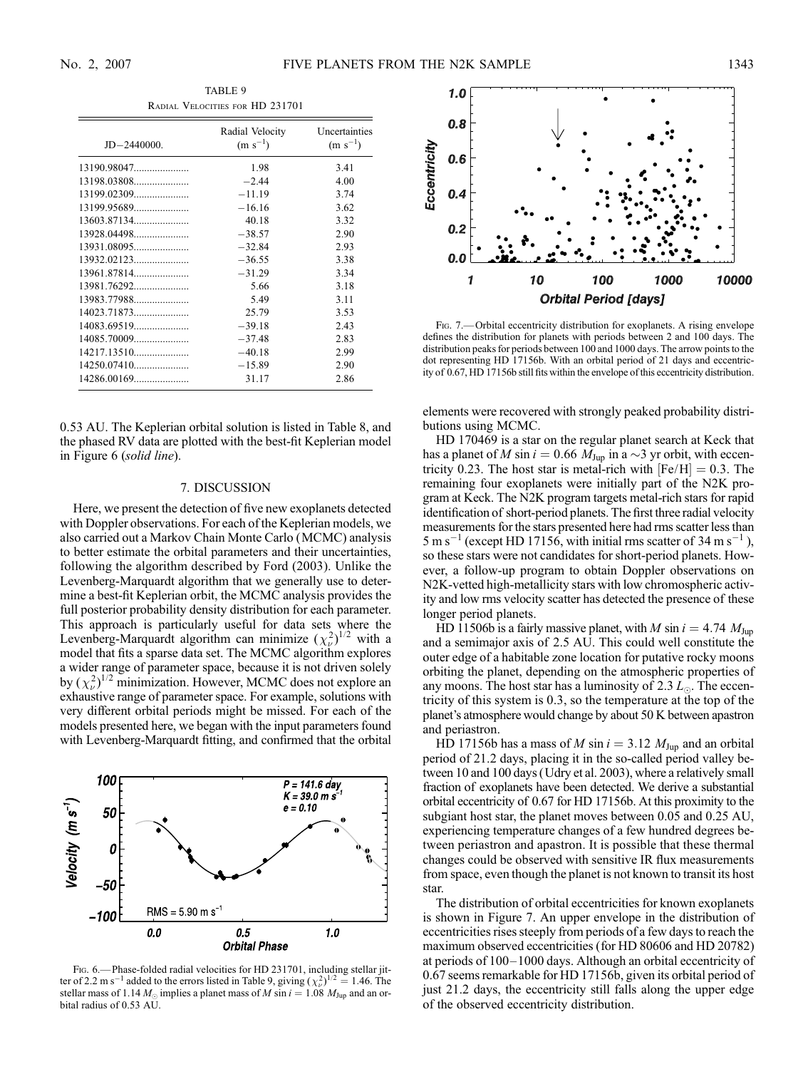TABLE 9

Radial Velocities for HD 231701

| JD−2440000. | Radial Velocity ($m\ s^{-1}$) | Uncertainties ($m\ s^{-1}$) |
|---|---|---|
| 13190.98047 | 1.98 | 3.41 |
| 13198.03808 | −2.44 | 4.00 |
| 13199.02309 | −11.19 | 3.74 |
| 13199.95689 | −16.16 | 3.62 |
| 13603.87134 | 40.18 | 3.32 |
| 13928.04498 | −38.57 | 2.90 |
| 13931.08095 | −32.84 | 2.93 |
| 13932.02123 | −36.55 | 3.38 |
| 13961.87814 | −31.29 | 3.34 |
| 13981.76292 | 5.66 | 3.18 |
| 13983.77988 | 5.49 | 3.11 |
| 14023.71873 | 25.79 | 3.53 |
| 14083.69519 | −39.18 | 2.43 |
| 14085.70009 | −37.48 | 2.83 |
| 14217.13510 | −40.18 | 2.99 |
| 14250.07410 | −15.89 | 2.90 |
| 14286.00169 | 31.17 | 2.86 |

0.53 AU. The Keplerian orbital solution is listed in Table 8, and the phased RV data are plotted with the best-fit Keplerian model in Figure 6 (*solid line*).

## 7. DISCUSSION

Here, we present the detection of five new exoplanets detected with Doppler observations. For each of the Keplerian models, we also carried out a Markov Chain Monte Carlo (MCMC) analysis to better estimate the orbital parameters and their uncertainties, following the algorithm described by Ford (2003). Unlike the Levenberg-Marquardt algorithm that we generally use to determine a best-fit Keplerian orbit, the MCMC analysis provides the full posterior probability density distribution for each parameter. This approach is particularly useful for data sets where the Levenberg-Marquardt algorithm can minimize $(\chi_\nu^2)^{1/2}$ with a model that fits a sparse data set. The MCMC algorithm explores a wider range of parameter space, because it is not driven solely by $(\chi_\nu^2)^{1/2}$ minimization. However, MCMC does not explore an exhaustive range of parameter space. For example, solutions with very different orbital periods might be missed. For each of the models presented here, we began with the input parameters found with Levenberg-Marquardt fitting, and confirmed that the orbital elements were recovered with strongly peaked probability distributions using MCMC.

Fig. 6.— Phase-folded radial velocities for HD 231701, including stellar jitter of 2.2 $m\ s^{-1}$ added to the errors listed in Table 9, giving $(\chi_\nu^2)^{1/2} = 1.46$. The stellar mass of 1.14 $M_\odot$ implies a planet mass of $M \sin i = 1.08\ M_{Jup}$ and an orbital radius of 0.53 AU.

Fig. 7.— Orbital eccentricity distribution for exoplanets. A rising envelope defines the distribution for planets with periods between 2 and 100 days. The distribution peaks for periods between 100 and 1000 days. The arrow points to the dot representing HD 17156b. With an orbital period of 21 days and eccentricity of 0.67, HD 17156b still fits within the envelope of this eccentricity distribution.

HD 170469 is a star on the regular planet search at Keck that has a planet of $M \sin i = 0.66\ M_{Jup}$ in a ~3 yr orbit, with eccentricity 0.23. The host star is metal-rich with [Fe/H] = 0.3. The remaining four exoplanets were initially part of the N2K program at Keck. The N2K program targets metal-rich stars for rapid identification of short-period planets. The first three radial velocity measurements for the stars presented here had rms scatter less than 5 $m\ s^{-1}$ (except HD 17156, with initial rms scatter of 34 $m\ s^{-1}$), so these stars were not candidates for short-period planets. However, a follow-up program to obtain Doppler observations on N2K-vetted high-metallicity stars with low chromospheric activity and low rms velocity scatter has detected the presence of these longer period planets.

HD 11506b is a fairly massive planet, with $M \sin i = 4.74\ M_{Jup}$ and a semimajor axis of 2.5 AU. This could well constitute the outer edge of a habitable zone location for putative rocky moons orbiting the planet, depending on the atmospheric properties of any moons. The host star has a luminosity of 2.3 $L_\odot$. The eccentricity of this system is 0.3, so the temperature at the top of the planet's atmosphere would change by about 50 K between apastron and periastron.

HD 17156b has a mass of $M \sin i = 3.12\ M_{Jup}$ and an orbital period of 21.2 days, placing it in the so-called period valley between 10 and 100 days (Udry et al. 2003), where a relatively small fraction of exoplanets have been detected. We derive a substantial orbital eccentricity of 0.67 for HD 17156b. At this proximity to the subgiant host star, the planet moves between 0.05 and 0.25 AU, experiencing temperature changes of a few hundred degrees between periastron and apastron. It is possible that these thermal changes could be observed with sensitive IR flux measurements from space, even though the planet is not known to transit its host star.

The distribution of orbital eccentricities for known exoplanets is shown in Figure 7. An upper envelope in the distribution of eccentricities rises steeply from periods of a few days to reach the maximum observed eccentricities (for HD 80606 and HD 20782) at periods of 100–1000 days. Although an orbital eccentricity of 0.67 seems remarkable for HD 17156b, given its orbital period of just 21.2 days, the eccentricity still falls along the upper edge of the observed eccentricity distribution.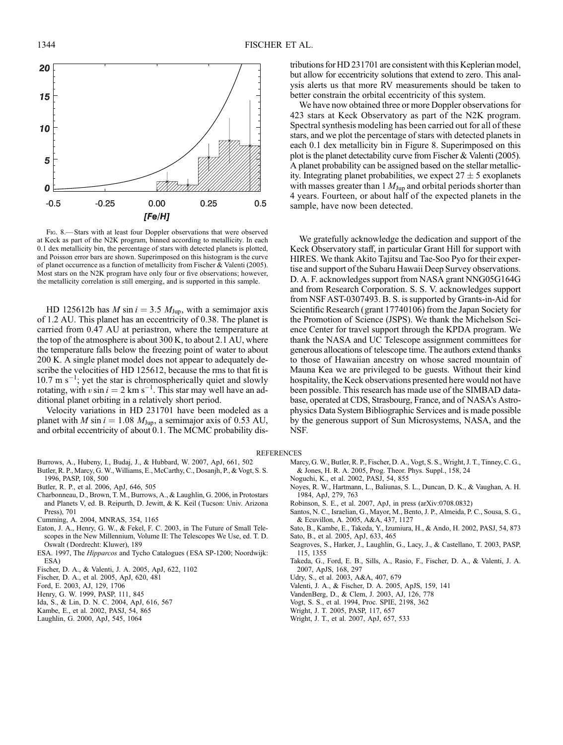20

15

10

5

0

-0.5 -0.25 0.00 0.25 0.5

*[Fe/H]*

Fig. 8.— Stars with at least four Doppler observations that were observed at Keck as part of the N2K program, binned according to metallicity. In each 0.1 dex metallicity bin, the percentage of stars with detected planets is plotted, and Poisson error bars are shown. Superimposed on this histogram is the curve of planet occurrence as a function of metallicity from Fischer & Valenti (2005). Most stars on the N2K program have only four or five observations; however, the metallicity correlation is still emerging, and is supported in this sample.

HD 125612b has $M \sin i = 3.5\ M_{\rm Jup}$, with a semimajor axis of 1.2 AU. This planet has an eccentricity of 0.38. The planet is carried from 0.47 AU at periastron, where the temperature at the top of the atmosphere is about 300 K, to about 2.1 AU, where the temperature falls below the freezing point of water to about 200 K. A single planet model does not appear to adequately describe the velocities of HD 125612, because the rms to that fit is 10.7 m $\rm s^{-1}$; yet the star is chromospherically quiet and slowly rotating, with $v \sin i = 2$ km $\rm s^{-1}$. This star may well have an additional planet orbiting in a relatively short period.

Velocity variations in HD 231701 have been modeled as a planet with $M \sin i = 1.08\ M_{\rm Jup}$, a semimajor axis of 0.53 AU, and orbital eccentricity of about 0.1. The MCMC probability distributions for HD 231701 are consistent with this Keplerian model, but allow for eccentricity solutions that extend to zero. This analysis alerts us that more RV measurements should be taken to better constrain the orbital eccentricity of this system.

We have now obtained three or more Doppler observations for 423 stars at Keck Observatory as part of the N2K program. Spectral synthesis modeling has been carried out for all of these stars, and we plot the percentage of stars with detected planets in each 0.1 dex metallicity bin in Figure 8. Superimposed on this plot is the planet detectability curve from Fischer & Valenti (2005). A planet probability can be assigned based on the stellar metallicity. Integrating planet probabilities, we expect $27 \pm 5$ exoplanets with masses greater than 1 $M_{\rm Jup}$ and orbital periods shorter than 4 years. Fourteen, or about half of the expected planets in the sample, have now been detected.

We gratefully acknowledge the dedication and support of the Keck Observatory staff, in particular Grant Hill for support with HIRES. We thank Akito Tajitsu and Tae-Soo Pyo for their expertise and support of the Subaru Hawaii Deep Survey observations. D. A. F. acknowledges support from NASA grant NNG05G164G and from Research Corporation. S. S. V. acknowledges support from NSF AST-0307493. B. S. is supported by Grants-in-Aid for Scientific Research (grant 17740106) from the Japan Society for the Promotion of Science (JSPS). We thank the Michelson Science Center for travel support through the KPDA program. We thank the NASA and UC Telescope assignment committees for generous allocations of telescope time. The authors extend thanks to those of Hawaiian ancestry on whose sacred mountain of Mauna Kea we are privileged to be guests. Without their kind hospitality, the Keck observations presented here would not have been possible. This research has made use of the SIMBAD database, operated at CDS, Strasbourg, France, and of NASA's Astrophysics Data System Bibliographic Services and is made possible by the generous support of Sun Microsystems, NASA, and the NSF.

## REFERENCES

Burrows, A., Hubeny, I., Budaj, J., & Hubbard, W. 2007, ApJ, 661, 502

Butler, R. P., Marcy, G. W., Williams, E., McCarthy, C., Dosanjh, P., & Vogt, S. S. 1996, PASP, 108, 500

Butler, R. P., et al. 2006, ApJ, 646, 505

Charbonneau, D., Brown, T. M., Burrows, A., & Laughlin, G. 2006, in Protostars and Planets V, ed. B. Reipurth, D. Jewitt, & K. Keil (Tucson: Univ. Arizona Press), 701

Cumming, A. 2004, MNRAS, 354, 1165

Eaton, J. A., Henry, G. W., & Fekel, F. C. 2003, in The Future of Small Telescopes in the New Millennium, Volume II: The Telescopes We Use, ed. T. D. Oswalt (Dordrecht: Kluwer), 189

ESA. 1997, The *Hipparcos* and Tycho Catalogues (ESA SP-1200; Noordwijk: ESA)

Fischer, D. A., & Valenti, J. A. 2005, ApJ, 622, 1102

Fischer, D. A., et al. 2005, ApJ, 620, 481

Ford, E. 2003, AJ, 129, 1706

Henry, G. W. 1999, PASP, 111, 845

Ida, S., & Lin, D. N. C. 2004, ApJ, 616, 567

Kambe, E., et al. 2002, PASJ, 54, 865

Laughlin, G. 2000, ApJ, 545, 1064

Marcy, G. W., Butler, R. P., Fischer, D. A., Vogt, S. S., Wright, J. T., Tinney, C. G., & Jones, H. R. A. 2005, Prog. Theor. Phys. Suppl., 158, 24

Noguchi, K., et al. 2002, PASJ, 54, 855

Noyes, R. W., Hartmann, L., Baliunas, S. L., Duncan, D. K., & Vaughan, A. H. 1984, ApJ, 279, 763

Robinson, S. E., et al. 2007, ApJ, in press (arXiv:0708.0832)

Santos, N. C., Israelian, G., Mayor, M., Bento, J. P., Almeida, P. C., Sousa, S. G., & Ecuvillon, A. 2005, A&A, 437, 1127

Sato, B., Kambe, E., Takeda, Y., Izumiura, H., & Ando, H. 2002, PASJ, 54, 873

Sato, B., et al. 2005, ApJ, 633, 465

Seagroves, S., Harker, J., Laughlin, G., Lacy, J., & Castellano, T. 2003, PASP, 115, 1355

Takeda, G., Ford, E. B., Sills, A., Rasio, F., Fischer, D. A., & Valenti, J. A. 2007, ApJS, 168, 297

Udry, S., et al. 2003, A&A, 407, 679

Valenti, J. A., & Fischer, D. A. 2005, ApJS, 159, 141

VandenBerg, D., & Clem, J. 2003, AJ, 126, 778

Vogt, S. S., et al. 1994, Proc. SPIE, 2198, 362

Wright, J. T. 2005, PASP, 117, 657

Wright, J. T., et al. 2007, ApJ, 657, 533